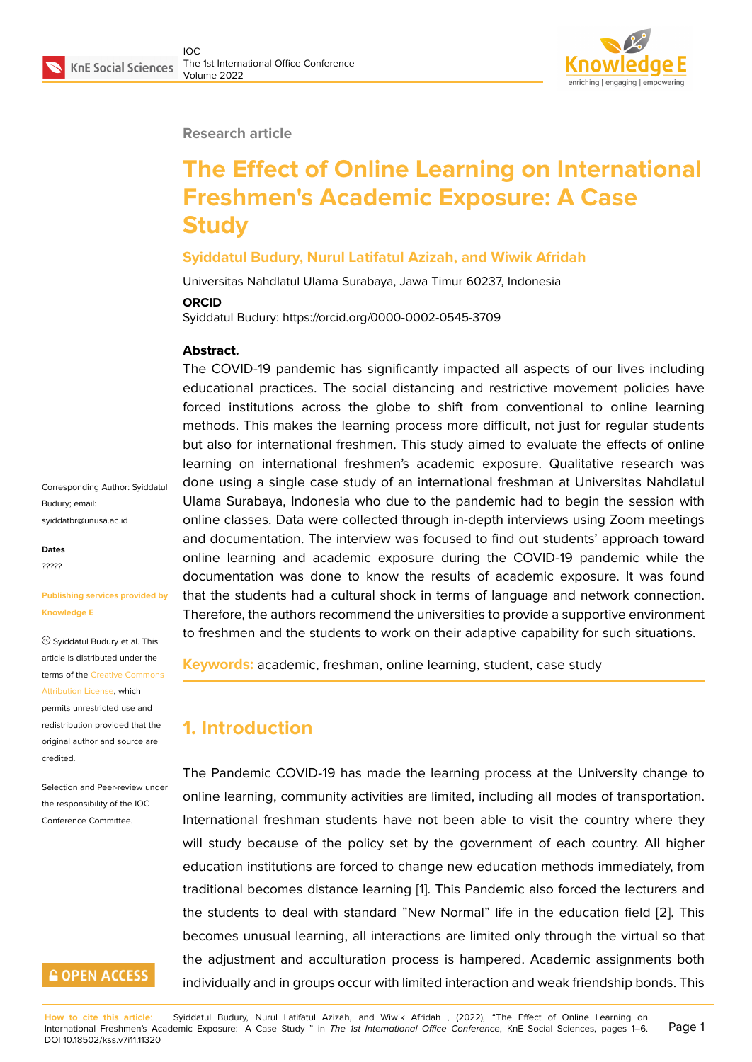Research article

# The Effect of Online Learning on International Freshmen's Academic Exposure: A Case Study

**Syiddatul Budury, Nurul Latifatul Azizah, and Wiwik Afridah**

Universitas Nahdlatul Ulama Surabaya, Jawa Timur 60237, Indonesia

**ORCID**

Syiddatul Budury: https://orcid.org/0000-0002-0545-3709

Corresponding Author: Syiddatul Budury; email: syiddatbr@unusa.ac.id

**Dates**

?????

Publishing services provided by Knowledge E

© Syiddatul Budury et al. This article is distributed under the terms of the Creative Commons Attribution License, which permits unrestricted use and redistribution provided that the original author and source are credited.

Selection and Peer-review under the responsibility of the IOC Conference Committee.

**Abstract.**

The COVID-19 pandemic has significantly impacted all aspects of our lives including educational practices. The social distancing and restrictive movement policies have forced institutions across the globe to shift from conventional to online learning methods. This makes the learning process more difficult, not just for regular students but also for international freshmen. This study aimed to evaluate the effects of online learning on international freshmen's academic exposure. Qualitative research was done using a single case study of an international freshman at Universitas Nahdlatul Ulama Surabaya, Indonesia who due to the pandemic had to begin the session with online classes. Data were collected through in-depth interviews using Zoom meetings and documentation. The interview was focused to find out students' approach toward online learning and academic exposure during the COVID-19 pandemic while the documentation was done to know the results of academic exposure. It was found that the students had a cultural shock in terms of language and network connection. Therefore, the authors recommend the universities to provide a supportive environment to freshmen and the students to work on their adaptive capability for such situations.

**Keywords:** academic, freshman, online learning, student, case study

## 1. Introduction

The Pandemic COVID-19 has made the learning process at the University change to online learning, community activities are limited, including all modes of transportation. International freshman students have not been able to visit the country where they will study because of the policy set by the government of each country. All higher education institutions are forced to change new education methods immediately, from traditional becomes distance learning [1]. This Pandemic also forced the lecturers and the students to deal with standard "New Normal" life in the education field [2]. This becomes unusual learning, all interactions are limited only through the virtual so that the adjustment and acculturation process is hampered. Academic assignments both individually and in groups occur with limited interaction and weak friendship bonds. This

**How to cite this article:** Syiddatul Budury, Nurul Latifatul Azizah, and Wiwik Afridah , (2022), "The Effect of Online Learning on International Freshmen's Academic Exposure: A Case Study " in *The 1st International Office Conference*, KnE Social Sciences, pages 1–6. DOI 10.18502/kss.v7i11.11320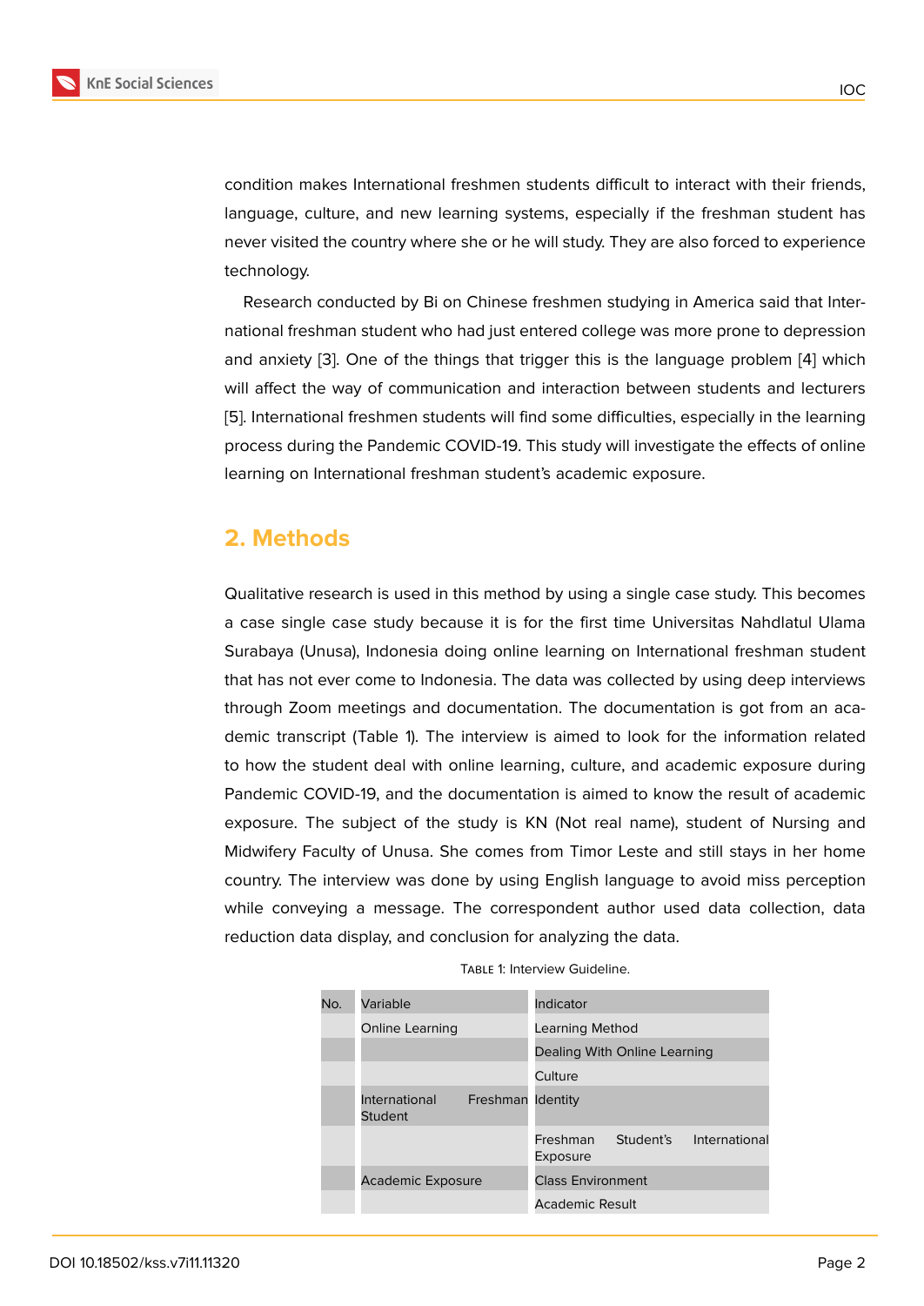condition makes International freshmen students difficult to interact with their friends, language, culture, and new learning systems, especially if the freshman student has never visited the country where she or he will study. They are also forced to experience technology.

Research conducted by Bi on Chinese freshmen studying in America said that International freshman student who had just entered college was more prone to depression and anxiety [3]. One of the things that trigger this is the language problem [4] which will affect the way of communication and interaction between students and lecturers [5]. International freshmen students will find some difficulties, especially in the learning process during the Pandemic COVID-19. This study will investigate the effects of online learning on International freshman student's academic exposure.

## 2. Methods

Qualitative research is used in this method by using a single case study. This becomes a case single case study because it is for the first time Universitas Nahdlatul Ulama Surabaya (Unusa), Indonesia doing online learning on International freshman student that has not ever come to Indonesia. The data was collected by using deep interviews through Zoom meetings and documentation. The documentation is got from an academic transcript (Table 1). The interview is aimed to look for the information related to how the student deal with online learning, culture, and academic exposure during Pandemic COVID-19, and the documentation is aimed to know the result of academic exposure. The subject of the study is KN (Not real name), student of Nursing and Midwifery Faculty of Unusa. She comes from Timor Leste and still stays in her home country. The interview was done by using English language to avoid miss perception while conveying a message. The correspondent author used data collection, data reduction data display, and conclusion for analyzing the data.

Table 1: Interview Guideline.

| No. | Variable | Indicator |
|---|---|---|
| | Online Learning | Learning Method |
| | | Dealing With Online Learning |
| | | Culture |
| | International Freshman Student | Identity |
| | | Freshman Student's International Exposure |
| | Academic Exposure | Class Environment |
| | | Academic Result |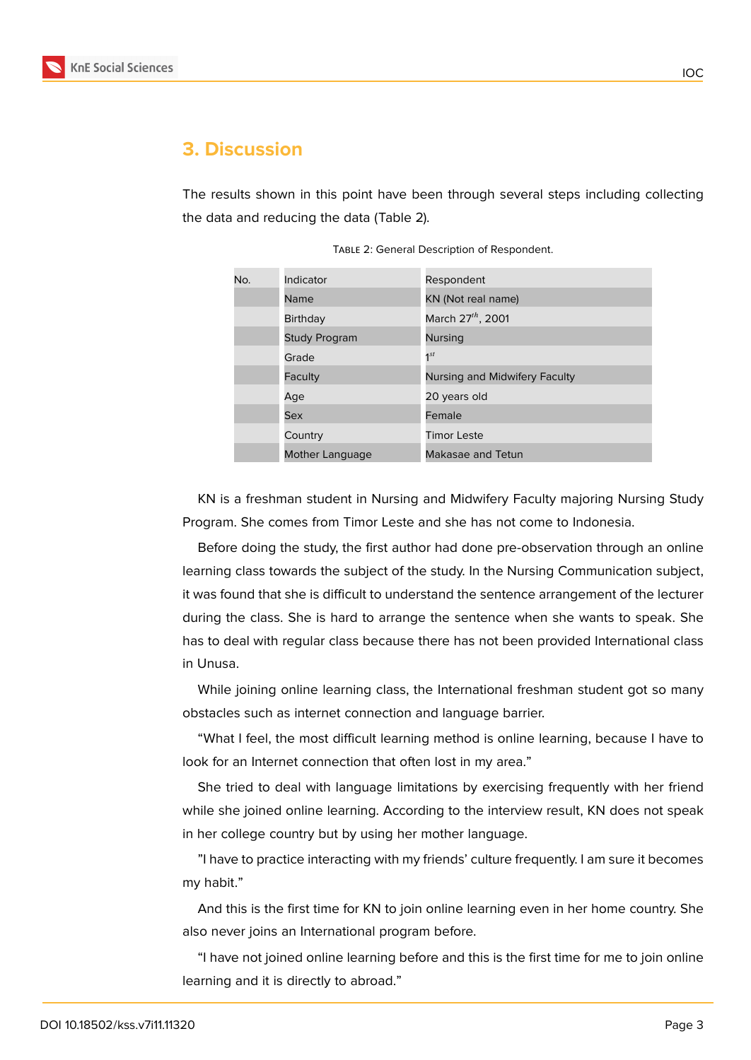## 3. Discussion

The results shown in this point have been through several steps including collecting the data and reducing the data (Table 2).

TABLE 2: General Description of Respondent.

| No. | Indicator | Respondent |
|---|---|---|
| | Name | KN (Not real name) |
| | Birthday | March 27$^{th}$, 2001 |
| | Study Program | Nursing |
| | Grade | 1$^{st}$ |
| | Faculty | Nursing and Midwifery Faculty |
| | Age | 20 years old |
| | Sex | Female |
| | Country | Timor Leste |
| | Mother Language | Makasae and Tetun |

KN is a freshman student in Nursing and Midwifery Faculty majoring Nursing Study Program. She comes from Timor Leste and she has not come to Indonesia.

Before doing the study, the first author had done pre-observation through an online learning class towards the subject of the study. In the Nursing Communication subject, it was found that she is difficult to understand the sentence arrangement of the lecturer during the class. She is hard to arrange the sentence when she wants to speak. She has to deal with regular class because there has not been provided International class in Unusa.

While joining online learning class, the International freshman student got so many obstacles such as internet connection and language barrier.

"What I feel, the most difficult learning method is online learning, because I have to look for an Internet connection that often lost in my area."

She tried to deal with language limitations by exercising frequently with her friend while she joined online learning. According to the interview result, KN does not speak in her college country but by using her mother language.

"I have to practice interacting with my friends' culture frequently. I am sure it becomes my habit."

And this is the first time for KN to join online learning even in her home country. She also never joins an International program before.

"I have not joined online learning before and this is the first time for me to join online learning and it is directly to abroad."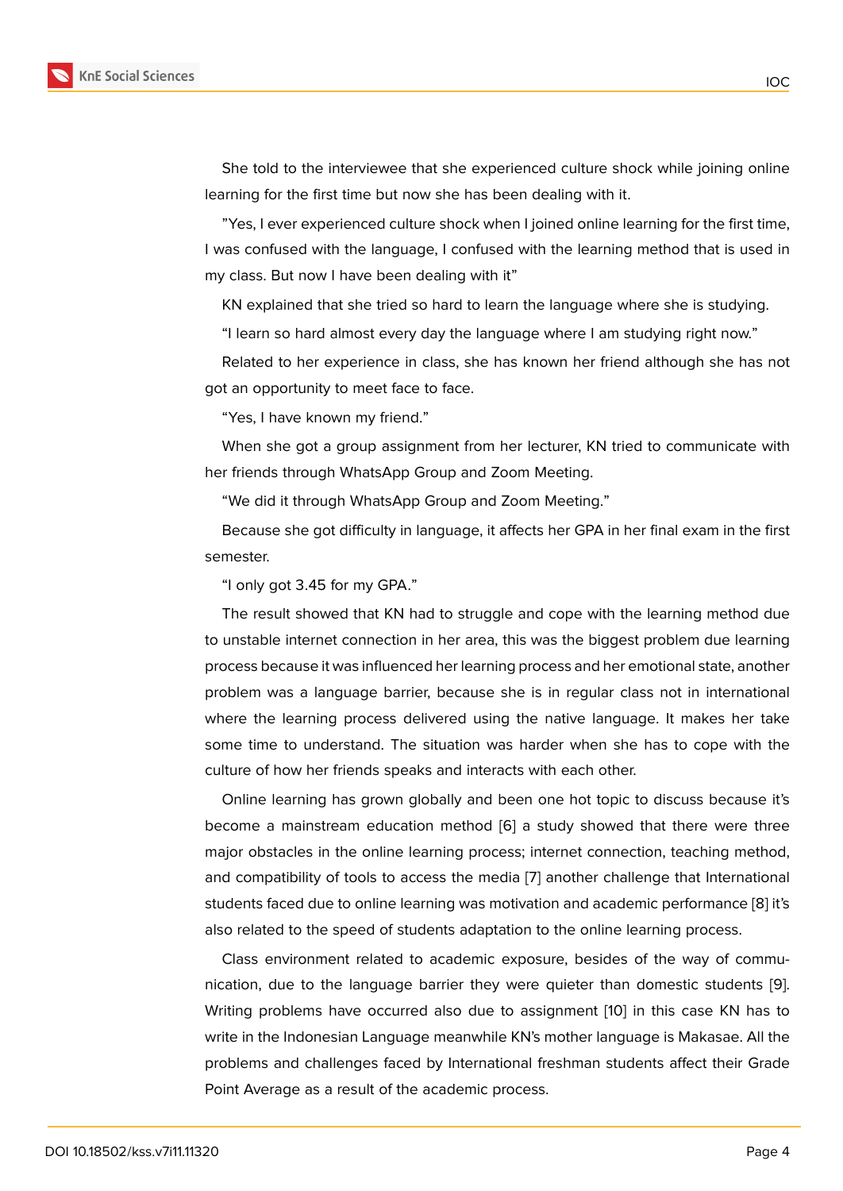She told to the interviewee that she experienced culture shock while joining online learning for the first time but now she has been dealing with it.

”Yes, I ever experienced culture shock when I joined online learning for the first time, I was confused with the language, I confused with the learning method that is used in my class. But now I have been dealing with it”

KN explained that she tried so hard to learn the language where she is studying.

“I learn so hard almost every day the language where I am studying right now.”

Related to her experience in class, she has known her friend although she has not got an opportunity to meet face to face.

“Yes, I have known my friend.”

When she got a group assignment from her lecturer, KN tried to communicate with her friends through WhatsApp Group and Zoom Meeting.

“We did it through WhatsApp Group and Zoom Meeting.”

Because she got difficulty in language, it affects her GPA in her final exam in the first semester.

“I only got 3.45 for my GPA.”

The result showed that KN had to struggle and cope with the learning method due to unstable internet connection in her area, this was the biggest problem due learning process because it was influenced her learning process and her emotional state, another problem was a language barrier, because she is in regular class not in international where the learning process delivered using the native language. It makes her take some time to understand. The situation was harder when she has to cope with the culture of how her friends speaks and interacts with each other.

Online learning has grown globally and been one hot topic to discuss because it's become a mainstream education method [6] a study showed that there were three major obstacles in the online learning process; internet connection, teaching method, and compatibility of tools to access the media [7] another challenge that International students faced due to online learning was motivation and academic performance [8] it's also related to the speed of students adaptation to the online learning process.

Class environment related to academic exposure, besides of the way of communication, due to the language barrier they were quieter than domestic students [9]. Writing problems have occurred also due to assignment [10] in this case KN has to write in the Indonesian Language meanwhile KN's mother language is Makasae. All the problems and challenges faced by International freshman students affect their Grade Point Average as a result of the academic process.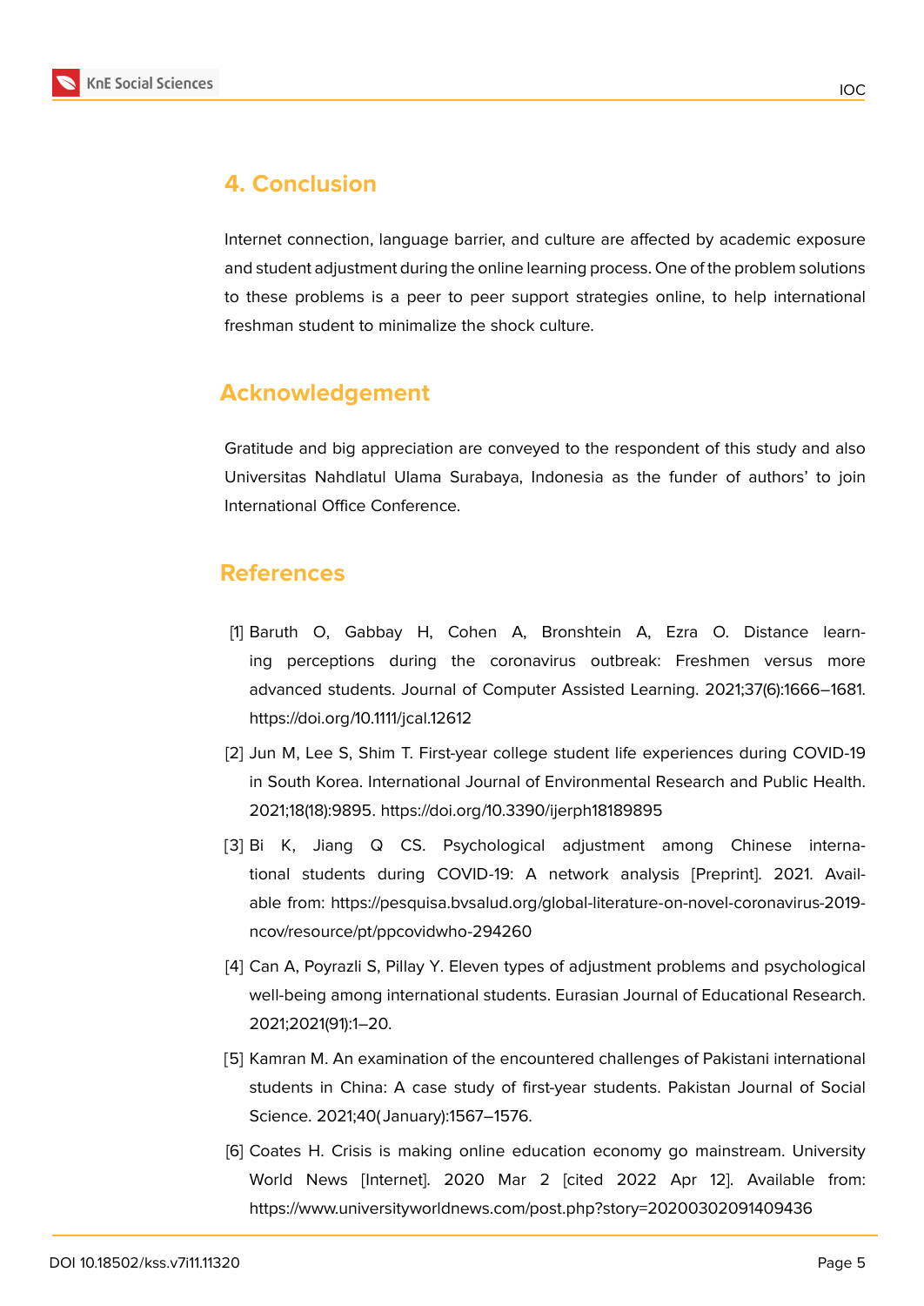## 4. Conclusion

Internet connection, language barrier, and culture are affected by academic exposure and student adjustment during the online learning process. One of the problem solutions to these problems is a peer to peer support strategies online, to help international freshman student to minimalize the shock culture.

## Acknowledgement

Gratitude and big appreciation are conveyed to the respondent of this study and also Universitas Nahdlatul Ulama Surabaya, Indonesia as the funder of authors' to join International Office Conference.

## References

[1] Baruth O, Gabbay H, Cohen A, Bronshtein A, Ezra O. Distance learning perceptions during the coronavirus outbreak: Freshmen versus more advanced students. Journal of Computer Assisted Learning. 2021;37(6):1666–1681. https://doi.org/10.1111/jcal.12612

[2] Jun M, Lee S, Shim T. First-year college student life experiences during COVID-19 in South Korea. International Journal of Environmental Research and Public Health. 2021;18(18):9895. https://doi.org/10.3390/ijerph18189895

[3] Bi K, Jiang Q CS. Psychological adjustment among Chinese international students during COVID-19: A network analysis [Preprint]. 2021. Available from: https://pesquisa.bvsalud.org/global-literature-on-novel-coronavirus-2019-ncov/resource/pt/ppcovidwho-294260

[4] Can A, Poyrazli S, Pillay Y. Eleven types of adjustment problems and psychological well-being among international students. Eurasian Journal of Educational Research. 2021;2021(91):1–20.

[5] Kamran M. An examination of the encountered challenges of Pakistani international students in China: A case study of first-year students. Pakistan Journal of Social Science. 2021;40(January):1567–1576.

[6] Coates H. Crisis is making online education economy go mainstream. University World News [Internet]. 2020 Mar 2 [cited 2022 Apr 12]. Available from: https://www.universityworldnews.com/post.php?story=20200302091409436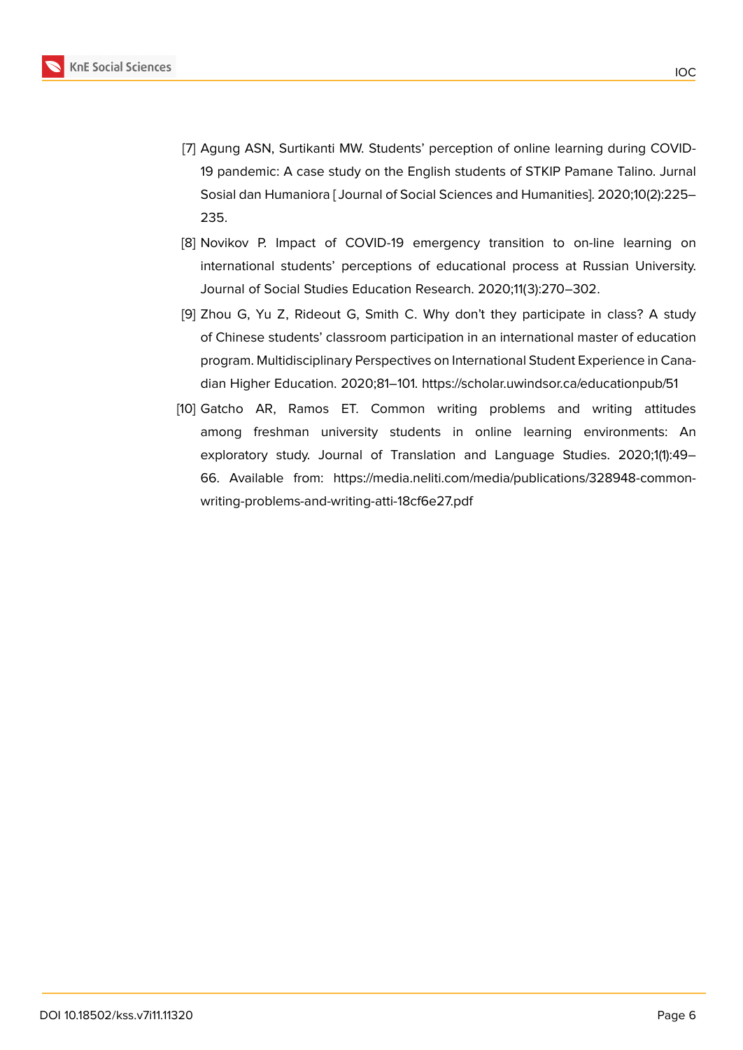[7] Agung ASN, Surtikanti MW. Students' perception of online learning during COVID-19 pandemic: A case study on the English students of STKIP Pamane Talino. Jurnal Sosial dan Humaniora [ Journal of Social Sciences and Humanities]. 2020;10(2):225–235.

[8] Novikov P. Impact of COVID-19 emergency transition to on-line learning on international students' perceptions of educational process at Russian University. Journal of Social Studies Education Research. 2020;11(3):270–302.

[9] Zhou G, Yu Z, Rideout G, Smith C. Why don't they participate in class? A study of Chinese students' classroom participation in an international master of education program. Multidisciplinary Perspectives on International Student Experience in Canadian Higher Education. 2020;81–101. https://scholar.uwindsor.ca/educationpub/51

[10] Gatcho AR, Ramos ET. Common writing problems and writing attitudes among freshman university students in online learning environments: An exploratory study. Journal of Translation and Language Studies. 2020;1(1):49–66. Available from: https://media.neliti.com/media/publications/328948-common-writing-problems-and-writing-atti-18cf6e27.pdf